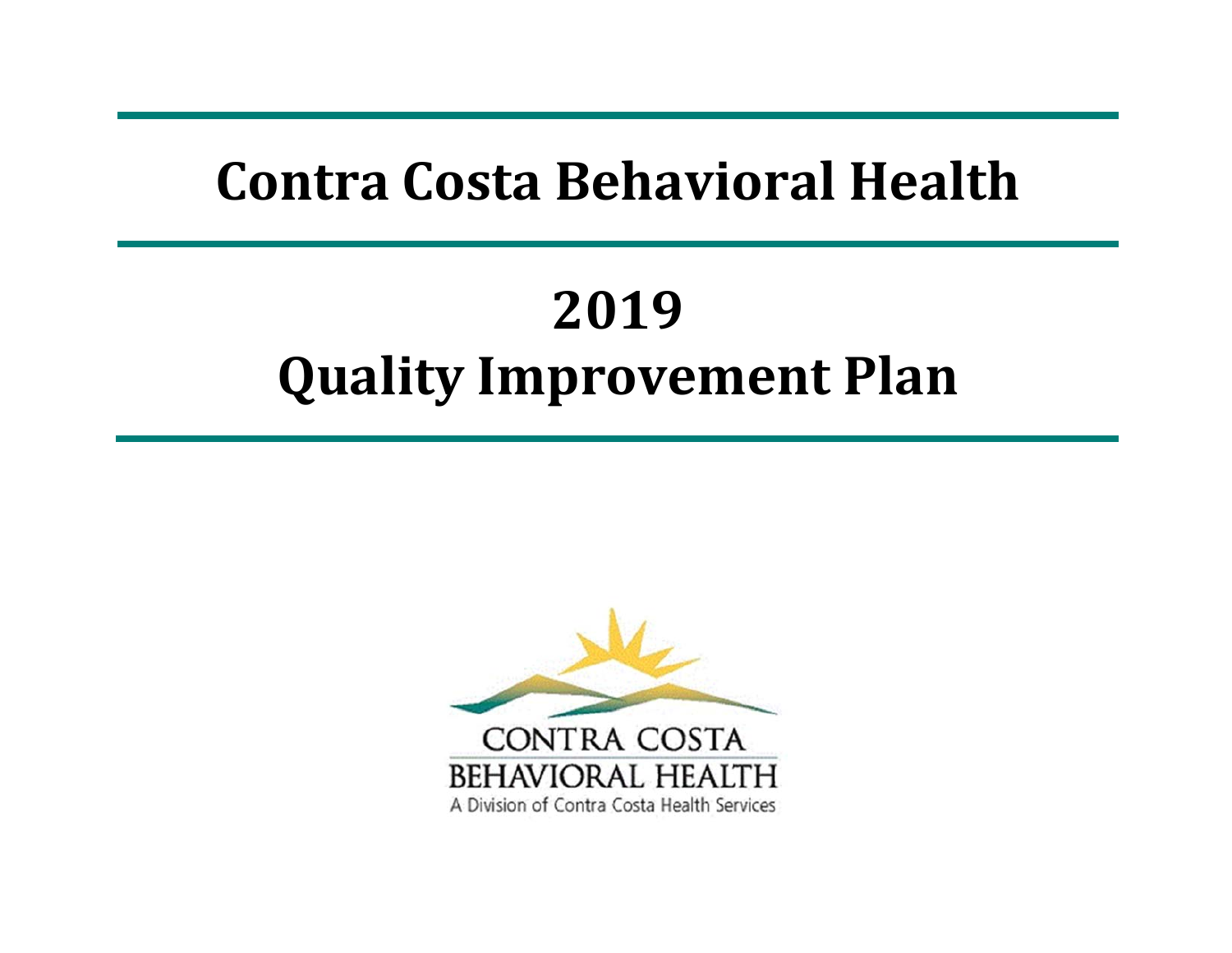# Contra Costa Behavioral Health

# 2019
# Quality Improvement Plan

CONTRA COSTA
BEHAVIORAL HEALTH
A Division of Contra Costa Health Services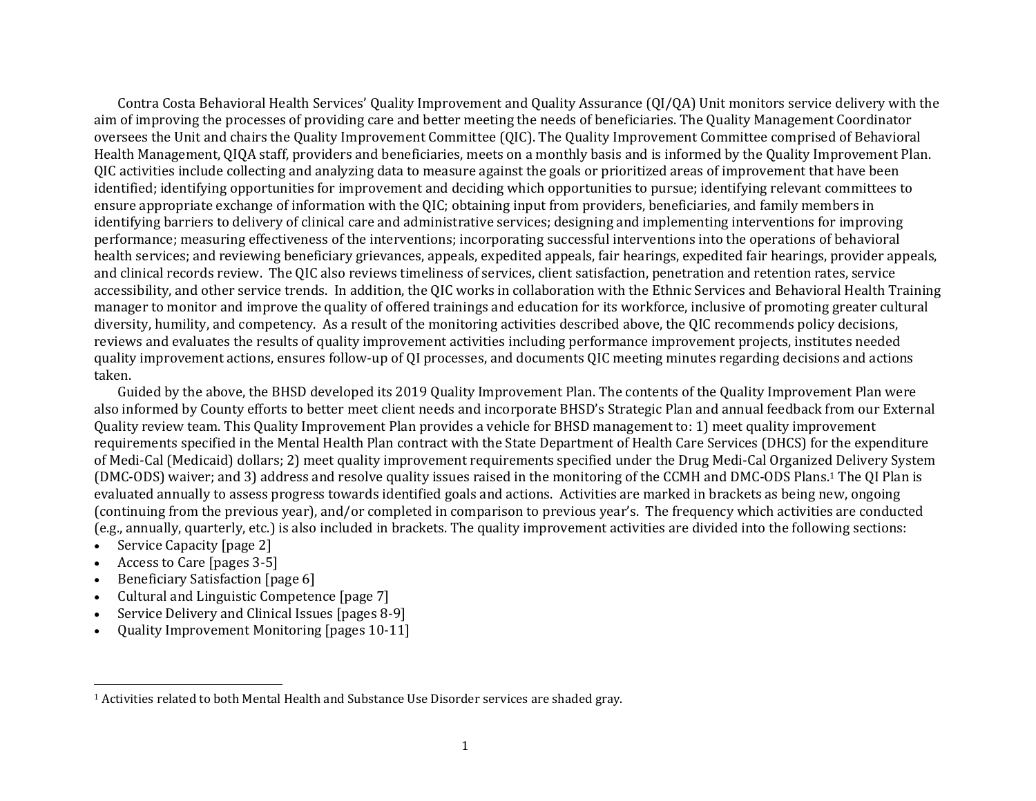Contra Costa Behavioral Health Services' Quality Improvement and Quality Assurance (QI/QA) Unit monitors service delivery with the aim of improving the processes of providing care and better meeting the needs of beneficiaries. The Quality Management Coordinator oversees the Unit and chairs the Quality Improvement Committee (QIC). The Quality Improvement Committee comprised of Behavioral Health Management, QIQA staff, providers and beneficiaries, meets on a monthly basis and is informed by the Quality Improvement Plan. QIC activities include collecting and analyzing data to measure against the goals or prioritized areas of improvement that have been identified; identifying opportunities for improvement and deciding which opportunities to pursue; identifying relevant committees to ensure appropriate exchange of information with the QIC; obtaining input from providers, beneficiaries, and family members in identifying barriers to delivery of clinical care and administrative services; designing and implementing interventions for improving performance; measuring effectiveness of the interventions; incorporating successful interventions into the operations of behavioral health services; and reviewing beneficiary grievances, appeals, expedited appeals, fair hearings, expedited fair hearings, provider appeals, and clinical records review. The QIC also reviews timeliness of services, client satisfaction, penetration and retention rates, service accessibility, and other service trends. In addition, the QIC works in collaboration with the Ethnic Services and Behavioral Health Training manager to monitor and improve the quality of offered trainings and education for its workforce, inclusive of promoting greater cultural diversity, humility, and competency. As a result of the monitoring activities described above, the QIC recommends policy decisions, reviews and evaluates the results of quality improvement activities including performance improvement projects, institutes needed quality improvement actions, ensures follow-up of QI processes, and documents QIC meeting minutes regarding decisions and actions taken.

Guided by the above, the BHSD developed its 2019 Quality Improvement Plan. The contents of the Quality Improvement Plan were also informed by County efforts to better meet client needs and incorporate BHSD's Strategic Plan and annual feedback from our External Quality review team. This Quality Improvement Plan provides a vehicle for BHSD management to: 1) meet quality improvement requirements specified in the Mental Health Plan contract with the State Department of Health Care Services (DHCS) for the expenditure of Medi-Cal (Medicaid) dollars; 2) meet quality improvement requirements specified under the Drug Medi-Cal Organized Delivery System (DMC-ODS) waiver; and 3) address and resolve quality issues raised in the monitoring of the CCMH and DMC-ODS Plans.[1] The QI Plan is evaluated annually to assess progress towards identified goals and actions. Activities are marked in brackets as being new, ongoing (continuing from the previous year), and/or completed in comparison to previous year's. The frequency which activities are conducted (e.g., annually, quarterly, etc.) is also included in brackets. The quality improvement activities are divided into the following sections:

- Service Capacity [page 2]
- Access to Care [pages 3-5]
- Beneficiary Satisfaction [page 6]
- Cultural and Linguistic Competence [page 7]
- Service Delivery and Clinical Issues [pages 8-9]
- Quality Improvement Monitoring [pages 10-11]

[1] Activities related to both Mental Health and Substance Use Disorder services are shaded gray.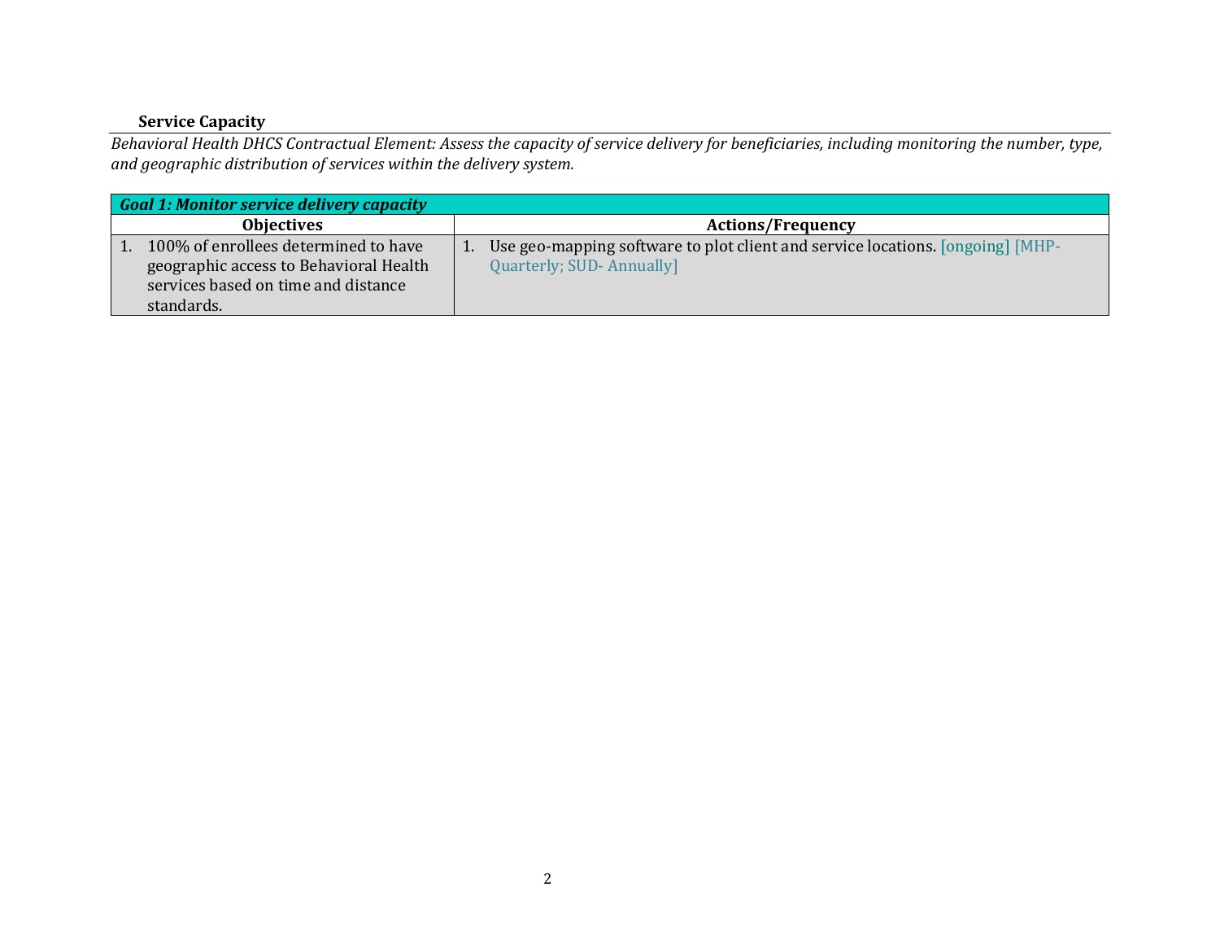### Service Capacity

*Behavioral Health DHCS Contractual Element: Assess the capacity of service delivery for beneficiaries, including monitoring the number, type, and geographic distribution of services within the delivery system.*

| ***Goal 1: Monitor service delivery capacity*** | |
|---|---|
| **Objectives** | **Actions/Frequency** |
| 1. 100% of enrollees determined to have geographic access to Behavioral Health services based on time and distance standards. | 1. Use geo-mapping software to plot client and service locations. [ongoing] [MHP-Quarterly; SUD- Annually] |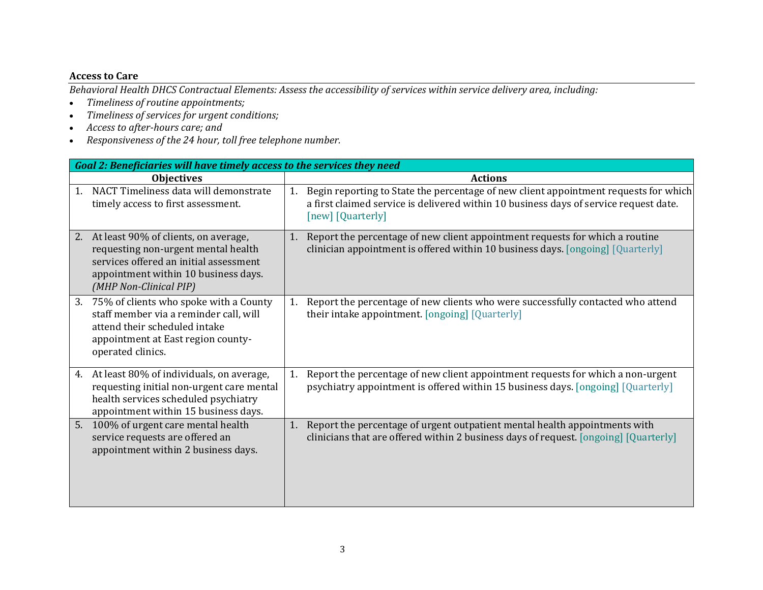**Access to Care**

*Behavioral Health DHCS Contractual Elements: Assess the accessibility of services within service delivery area, including:*

- *Timeliness of routine appointments;*
- *Timeliness of services for urgent conditions;*
- *Access to after-hours care; and*
- *Responsiveness of the 24 hour, toll free telephone number.*

| ***Goal 2: Beneficiaries will have timely access to the services they need*** | |
|---|---|
| **Objectives** | **Actions** |
| 1. NACT Timeliness data will demonstrate timely access to first assessment. | 1. Begin reporting to State the percentage of new client appointment requests for which a first claimed service is delivered within 10 business days of service request date. [new] [Quarterly] |
| 2. At least 90% of clients, on average, requesting non-urgent mental health services offered an initial assessment appointment within 10 business days. *(MHP Non-Clinical PIP)* | 1. Report the percentage of new client appointment requests for which a routine clinician appointment is offered within 10 business days. [ongoing] [Quarterly] |
| 3. 75% of clients who spoke with a County staff member via a reminder call, will attend their scheduled intake appointment at East region county-operated clinics. | 1. Report the percentage of new clients who were successfully contacted who attend their intake appointment. [ongoing] [Quarterly] |
| 4. At least 80% of individuals, on average, requesting initial non-urgent care mental health services scheduled psychiatry appointment within 15 business days. | 1. Report the percentage of new client appointment requests for which a non-urgent psychiatry appointment is offered within 15 business days. [ongoing] [Quarterly] |
| 5. 100% of urgent care mental health service requests are offered an appointment within 2 business days. | 1. Report the percentage of urgent outpatient mental health appointments with clinicians that are offered within 2 business days of request. [ongoing] [Quarterly] |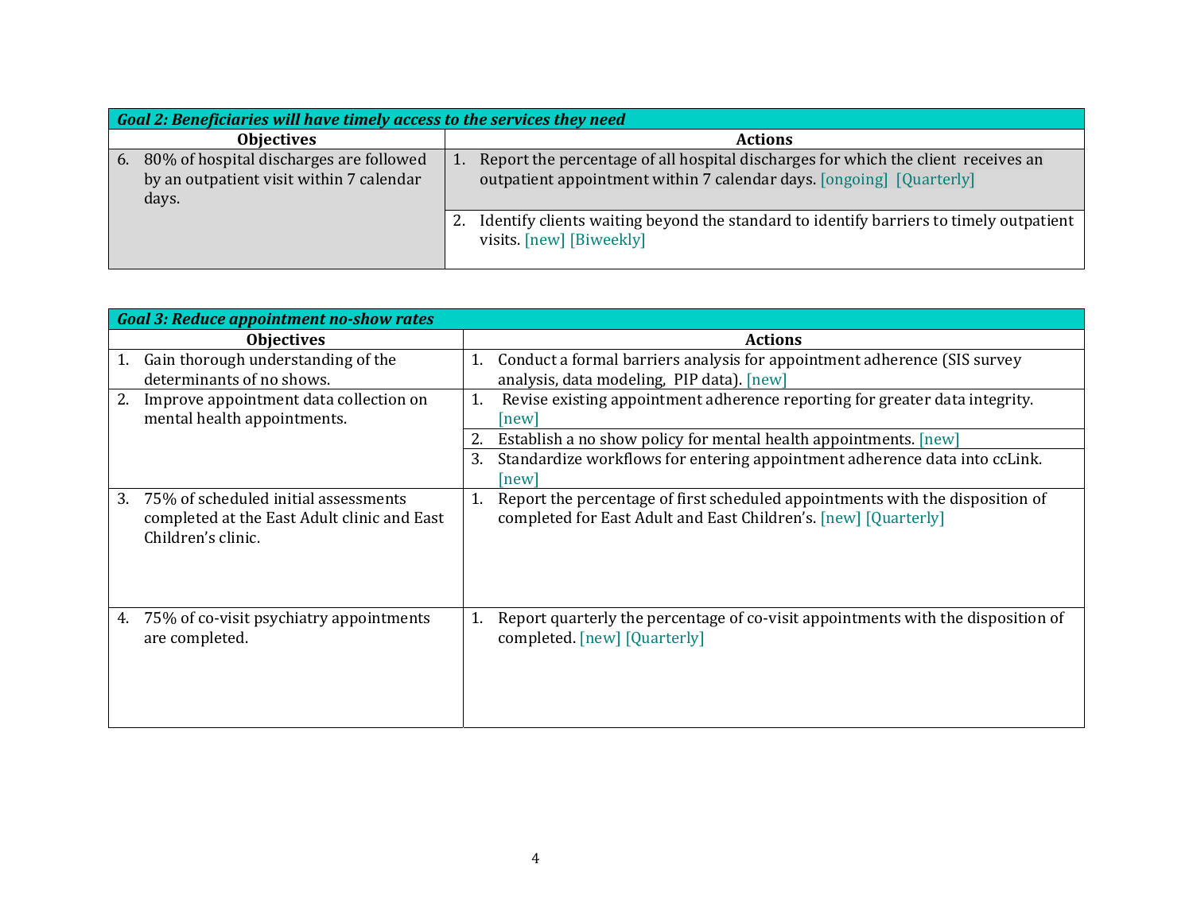| *Goal 2: Beneficiaries will have timely access to the services they need* | |
|---|---|
| **Objectives** | **Actions** |
| 6. 80% of hospital discharges are followed by an outpatient visit within 7 calendar days. | 1. Report the percentage of all hospital discharges for which the client receives an outpatient appointment within 7 calendar days. [ongoing] [Quarterly] |
| | 2. Identify clients waiting beyond the standard to identify barriers to timely outpatient visits. [new] [Biweekly] |

| *Goal 3: Reduce appointment no-show rates* | |
|---|---|
| **Objectives** | **Actions** |
| 1. Gain thorough understanding of the determinants of no shows. | 1. Conduct a formal barriers analysis for appointment adherence (SIS survey analysis, data modeling, PIP data). [new] |
| 2. Improve appointment data collection on mental health appointments. | 1. Revise existing appointment adherence reporting for greater data integrity. [new] |
| | 2. Establish a no show policy for mental health appointments. [new] |
| | 3. Standardize workflows for entering appointment adherence data into ccLink. [new] |
| 3. 75% of scheduled initial assessments completed at the East Adult clinic and East Children's clinic. | 1. Report the percentage of first scheduled appointments with the disposition of completed for East Adult and East Children's. [new] [Quarterly] |
| 4. 75% of co-visit psychiatry appointments are completed. | 1. Report quarterly the percentage of co-visit appointments with the disposition of completed. [new] [Quarterly] |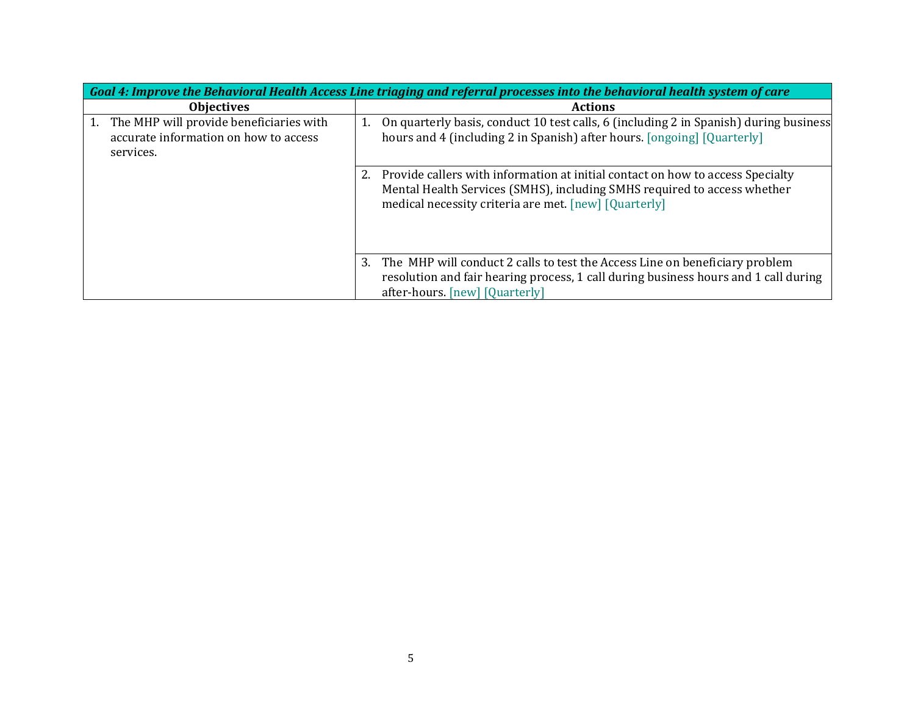| *Goal 4: Improve the Behavioral Health Access Line triaging and referral processes into the behavioral health system of care* | |
|---|---|
| **Objectives** | **Actions** |
| 1. The MHP will provide beneficiaries with accurate information on how to access services. | 1. On quarterly basis, conduct 10 test calls, 6 (including 2 in Spanish) during business hours and 4 (including 2 in Spanish) after hours. [ongoing] [Quarterly] |
| | 2. Provide callers with information at initial contact on how to access Specialty Mental Health Services (SMHS), including SMHS required to access whether medical necessity criteria are met. [new] [Quarterly] |
| | 3. The MHP will conduct 2 calls to test the Access Line on beneficiary problem resolution and fair hearing process, 1 call during business hours and 1 call during after-hours. [new] [Quarterly] |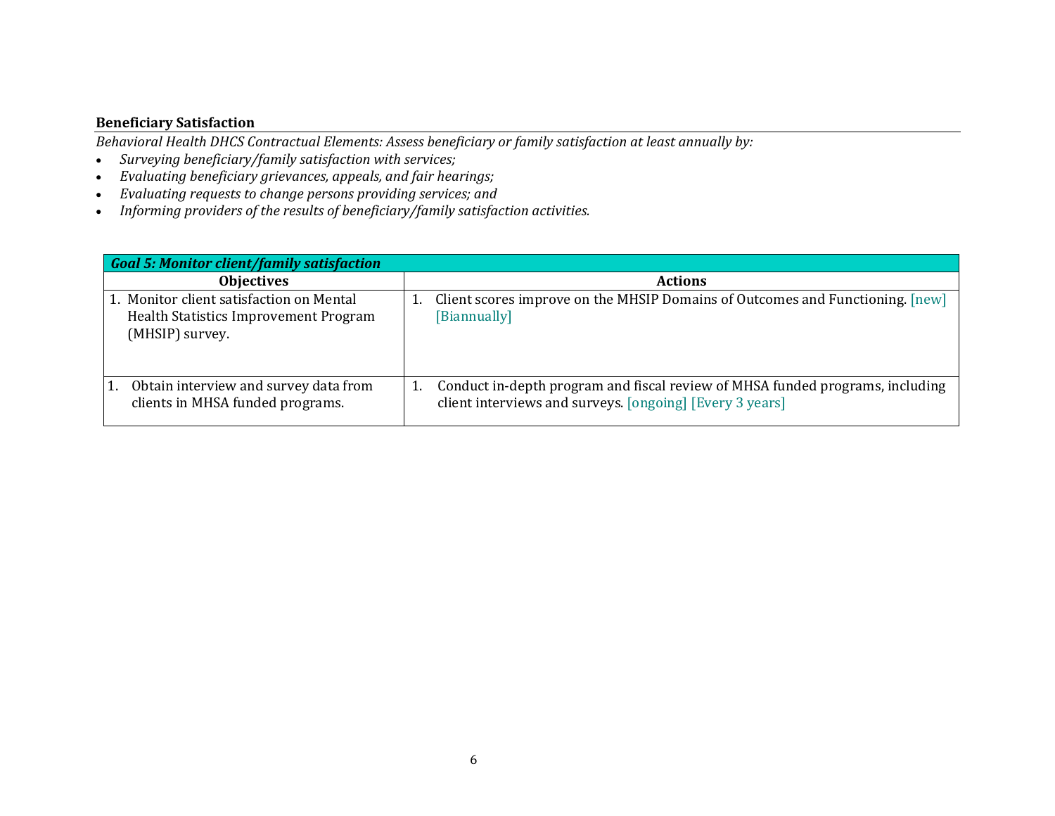**Beneficiary Satisfaction**

*Behavioral Health DHCS Contractual Elements: Assess beneficiary or family satisfaction at least annually by:*

- *Surveying beneficiary/family satisfaction with services;*
- *Evaluating beneficiary grievances, appeals, and fair hearings;*
- *Evaluating requests to change persons providing services; and*
- *Informing providers of the results of beneficiary/family satisfaction activities.*

| ***Goal 5: Monitor client/family satisfaction*** | |
|---|---|
| **Objectives** | **Actions** |
| 1. Monitor client satisfaction on Mental Health Statistics Improvement Program (MHSIP) survey. | 1. Client scores improve on the MHSIP Domains of Outcomes and Functioning. [new] [Biannually] |
| 1. Obtain interview and survey data from clients in MHSA funded programs. | 1. Conduct in-depth program and fiscal review of MHSA funded programs, including client interviews and surveys. [ongoing] [Every 3 years] |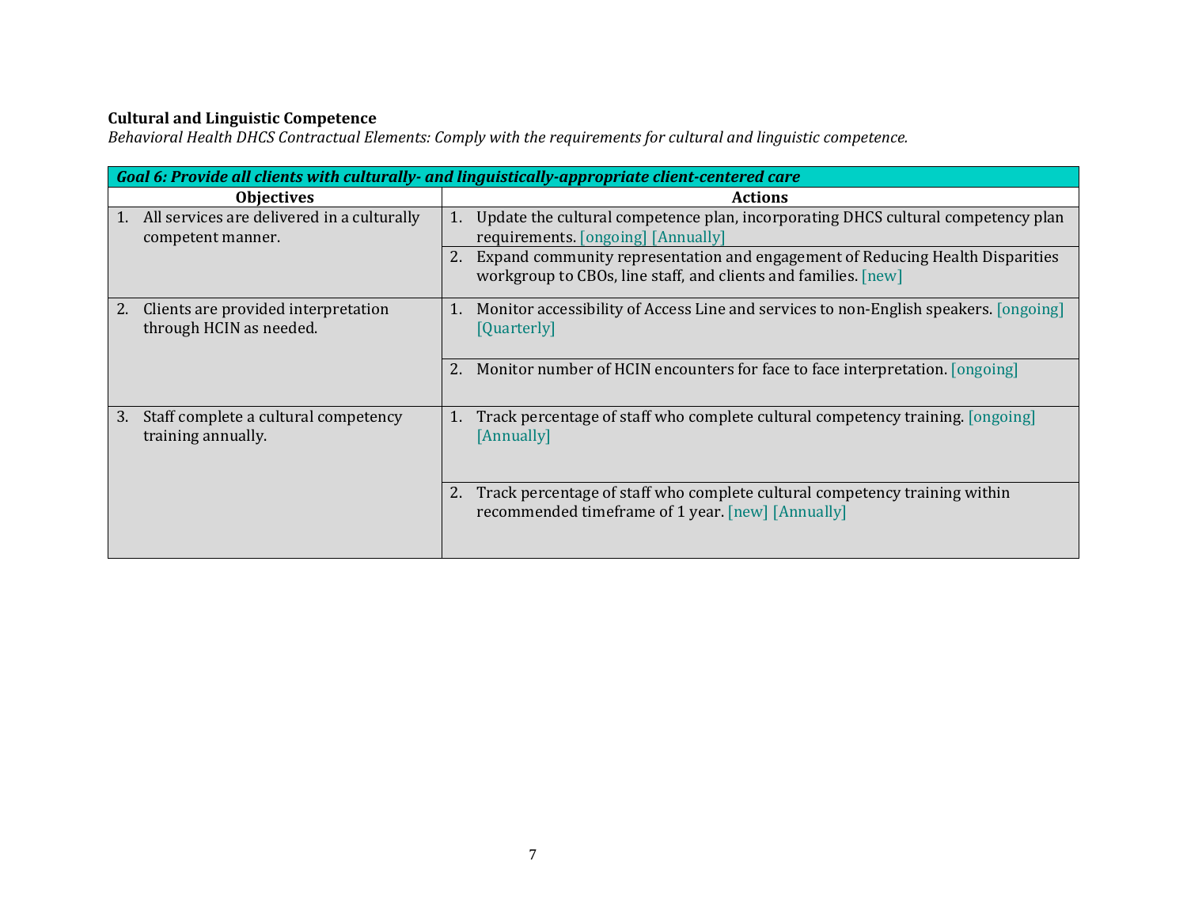**Cultural and Linguistic Competence**

*Behavioral Health DHCS Contractual Elements: Comply with the requirements for cultural and linguistic competence.*

| ***Goal 6: Provide all clients with culturally- and linguistically-appropriate client-centered care*** | |
|---|---|
| **Objectives** | **Actions** |
| 1. All services are delivered in a culturally competent manner. | 1. Update the cultural competence plan, incorporating DHCS cultural competency plan requirements. [ongoing] [Annually] |
| | 2. Expand community representation and engagement of Reducing Health Disparities workgroup to CBOs, line staff, and clients and families. [new] |
| 2. Clients are provided interpretation through HCIN as needed. | 1. Monitor accessibility of Access Line and services to non-English speakers. [ongoing] [Quarterly] |
| | 2. Monitor number of HCIN encounters for face to face interpretation. [ongoing] |
| 3. Staff complete a cultural competency training annually. | 1. Track percentage of staff who complete cultural competency training. [ongoing] [Annually] |
| | 2. Track percentage of staff who complete cultural competency training within recommended timeframe of 1 year. [new] [Annually] |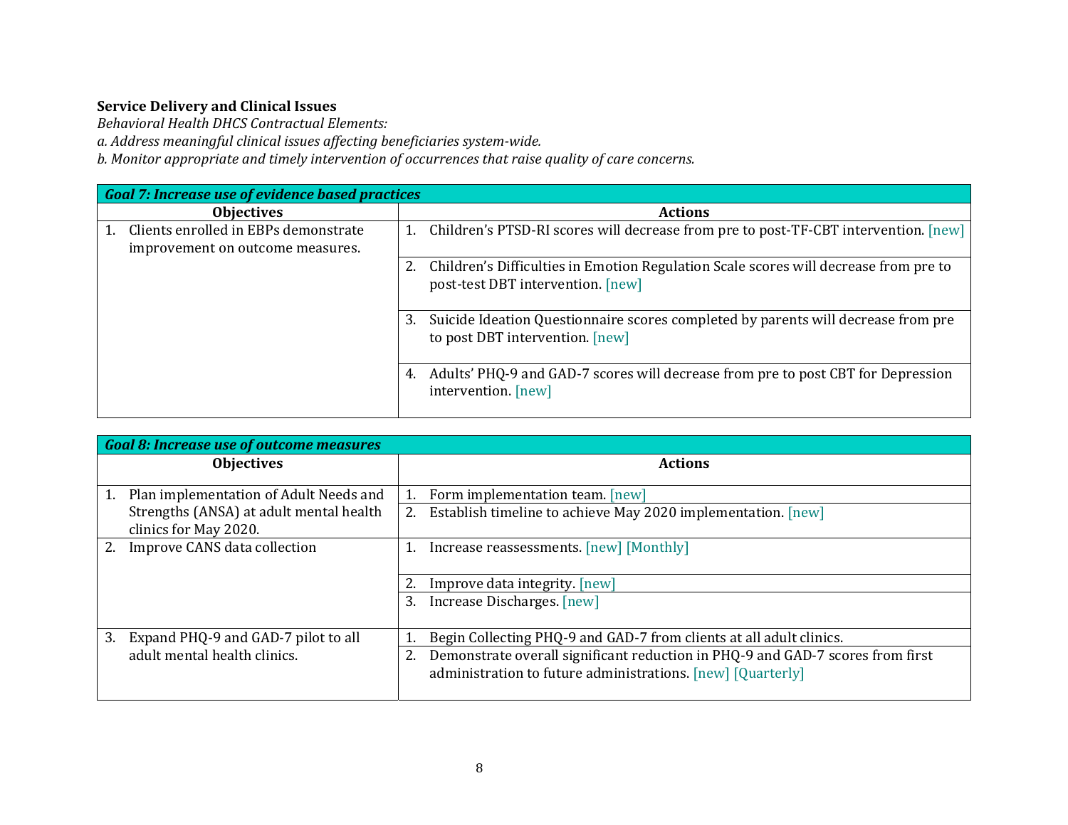**Service Delivery and Clinical Issues**

*Behavioral Health DHCS Contractual Elements:*

*a. Address meaningful clinical issues affecting beneficiaries system-wide.*

*b. Monitor appropriate and timely intervention of occurrences that raise quality of care concerns.*

| ***Goal 7: Increase use of evidence based practices*** | |
|---|---|
| **Objectives** | **Actions** |
| 1. Clients enrolled in EBPs demonstrate improvement on outcome measures. | 1. Children's PTSD-RI scores will decrease from pre to post-TF-CBT intervention. [new] |
| | 2. Children's Difficulties in Emotion Regulation Scale scores will decrease from pre to post-test DBT intervention. [new] |
| | 3. Suicide Ideation Questionnaire scores completed by parents will decrease from pre to post DBT intervention. [new] |
| | 4. Adults' PHQ-9 and GAD-7 scores will decrease from pre to post CBT for Depression intervention. [new] |

| ***Goal 8: Increase use of outcome measures*** | |
|---|---|
| **Objectives** | **Actions** |
| 1. Plan implementation of Adult Needs and Strengths (ANSA) at adult mental health clinics for May 2020. | 1. Form implementation team. [new] |
| | 2. Establish timeline to achieve May 2020 implementation. [new] |
| 2. Improve CANS data collection | 1. Increase reassessments. [new] [Monthly] |
| | 2. Improve data integrity. [new] |
| | 3. Increase Discharges. [new] |
| 3. Expand PHQ-9 and GAD-7 pilot to all adult mental health clinics. | 1. Begin Collecting PHQ-9 and GAD-7 from clients at all adult clinics. |
| | 2. Demonstrate overall significant reduction in PHQ-9 and GAD-7 scores from first administration to future administrations. [new] [Quarterly] |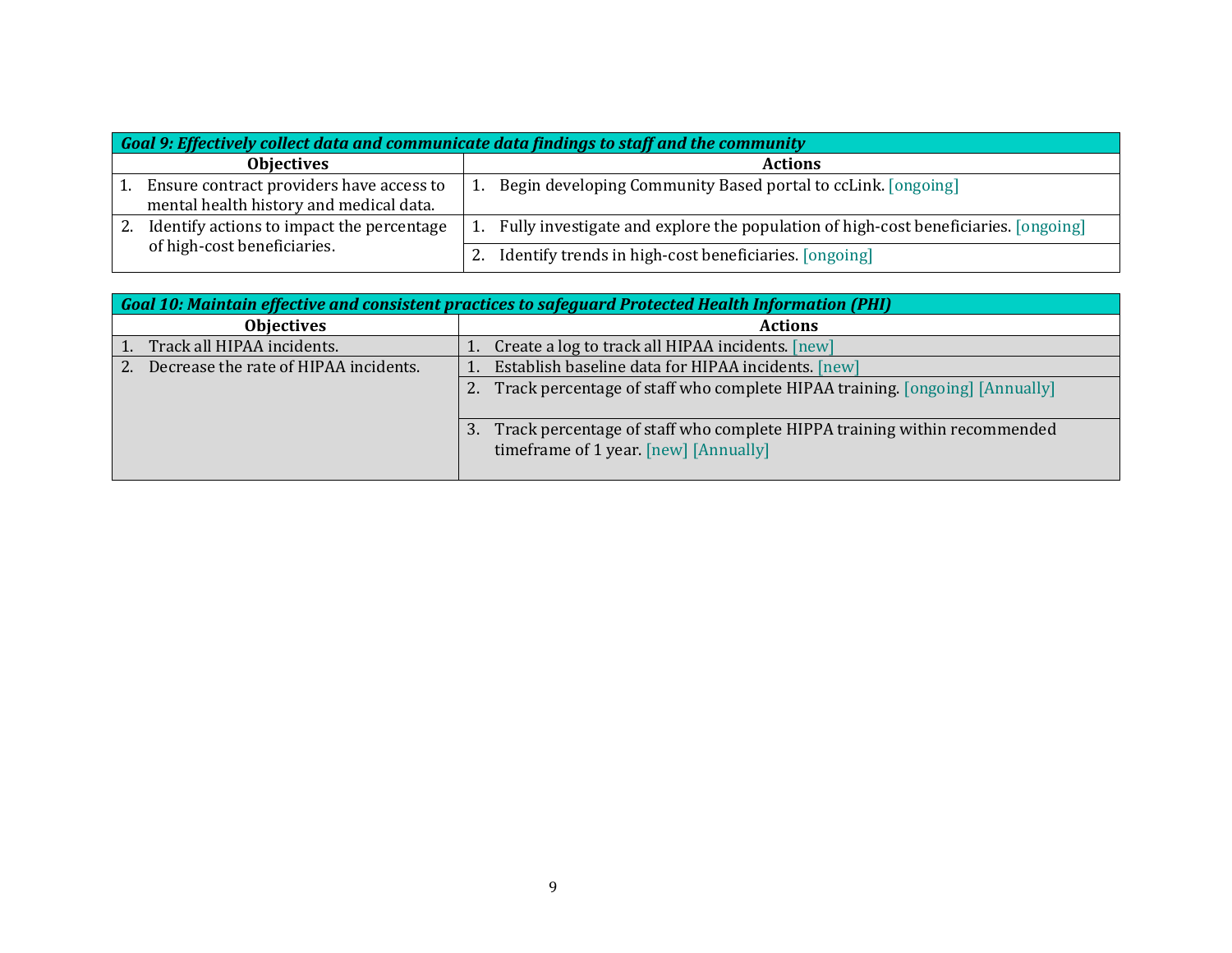| Goal 9: Effectively collect data and communicate data findings to staff and the community | |
|---|---|
| **Objectives** | **Actions** |
| 1. Ensure contract providers have access to mental health history and medical data. | 1. Begin developing Community Based portal to ccLink. [ongoing] |
| 2. Identify actions to impact the percentage of high-cost beneficiaries. | 1. Fully investigate and explore the population of high-cost beneficiaries. [ongoing] |
| | 2. Identify trends in high-cost beneficiaries. [ongoing] |

| Goal 10: Maintain effective and consistent practices to safeguard Protected Health Information (PHI) | |
|---|---|
| **Objectives** | **Actions** |
| 1. Track all HIPAA incidents. | 1. Create a log to track all HIPAA incidents. [new] |
| 2. Decrease the rate of HIPAA incidents. | 1. Establish baseline data for HIPAA incidents. [new] |
| | 2. Track percentage of staff who complete HIPAA training. [ongoing] [Annually] |
| | 3. Track percentage of staff who complete HIPPA training within recommended timeframe of 1 year. [new] [Annually] |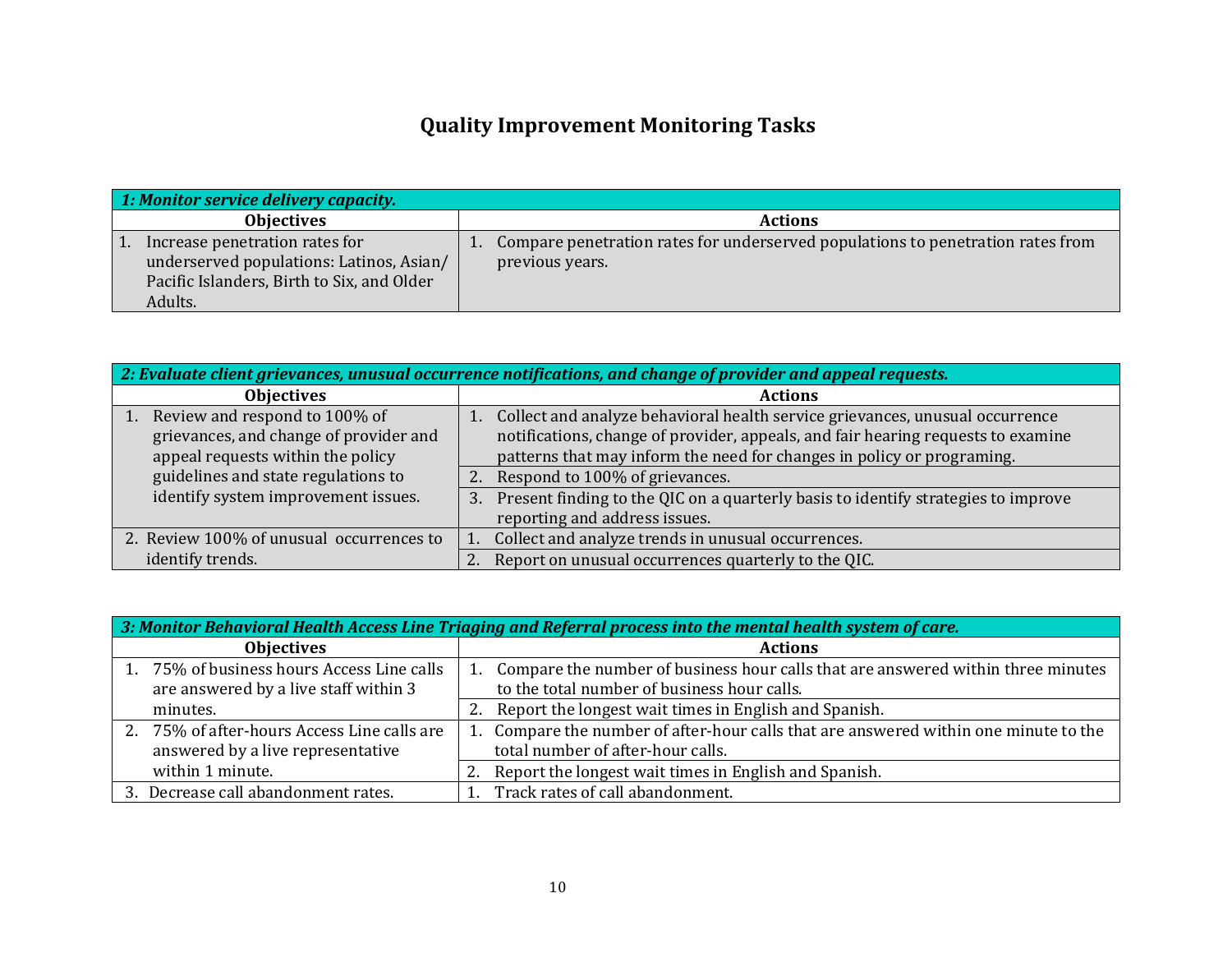# Quality Improvement Monitoring Tasks

| *1: Monitor service delivery capacity.* | |
|---|---|
| **Objectives** | **Actions** |
| 1. Increase penetration rates for underserved populations: Latinos, Asian/ Pacific Islanders, Birth to Six, and Older Adults. | 1. Compare penetration rates for underserved populations to penetration rates from previous years. |

| *2: Evaluate client grievances, unusual occurrence notifications, and change of provider and appeal requests.* | |
|---|---|
| **Objectives** | **Actions** |
| 1. Review and respond to 100% of grievances, and change of provider and appeal requests within the policy guidelines and state regulations to identify system improvement issues. | 1. Collect and analyze behavioral health service grievances, unusual occurrence notifications, change of provider, appeals, and fair hearing requests to examine patterns that may inform the need for changes in policy or programing. |
| | 2. Respond to 100% of grievances. |
| | 3. Present finding to the QIC on a quarterly basis to identify strategies to improve reporting and address issues. |
| 2. Review 100% of unusual occurrences to identify trends. | 1. Collect and analyze trends in unusual occurrences. |
| | 2. Report on unusual occurrences quarterly to the QIC. |

| *3: Monitor Behavioral Health Access Line Triaging and Referral process into the mental health system of care.* | |
|---|---|
| **Objectives** | **Actions** |
| 1. 75% of business hours Access Line calls are answered by a live staff within 3 minutes. | 1. Compare the number of business hour calls that are answered within three minutes to the total number of business hour calls. |
| | 2. Report the longest wait times in English and Spanish. |
| 2. 75% of after-hours Access Line calls are answered by a live representative within 1 minute. | 1. Compare the number of after-hour calls that are answered within one minute to the total number of after-hour calls. |
| | 2. Report the longest wait times in English and Spanish. |
| 3. Decrease call abandonment rates. | 1. Track rates of call abandonment. |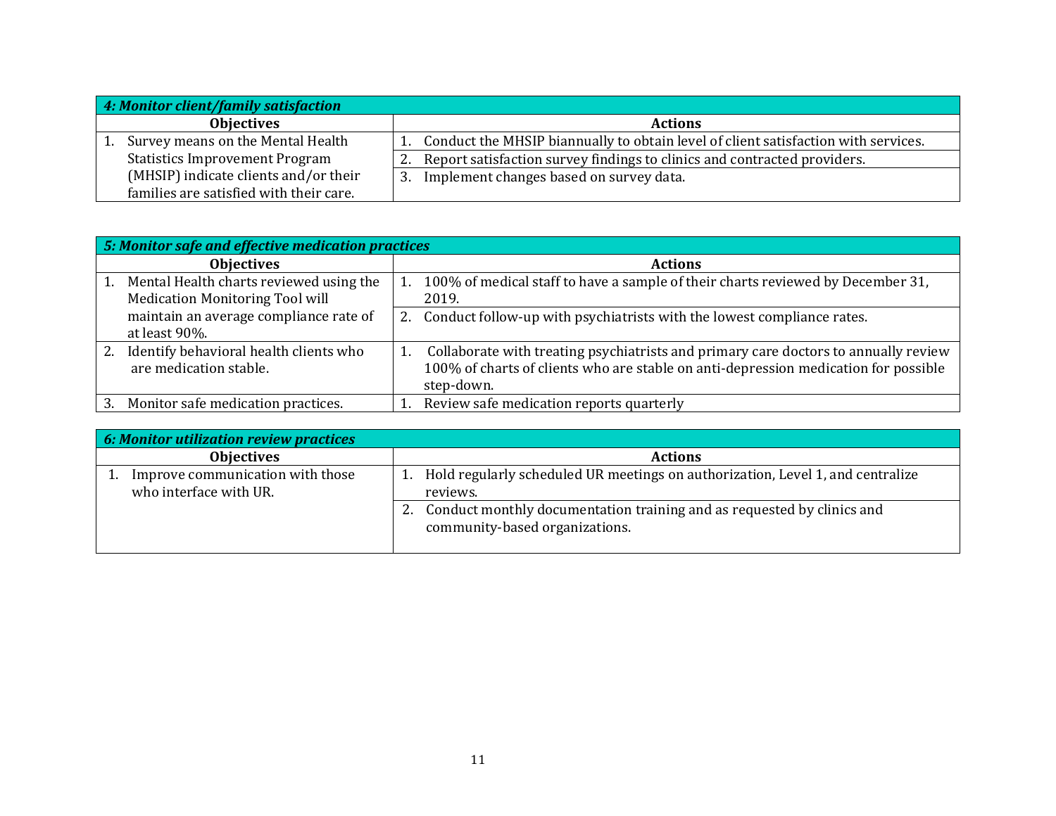| *4: Monitor client/family satisfaction* | |
|---|---|
| **Objectives** | **Actions** |
| 1. Survey means on the Mental Health Statistics Improvement Program (MHSIP) indicate clients and/or their families are satisfied with their care. | 1. Conduct the MHSIP biannually to obtain level of client satisfaction with services. |
| | 2. Report satisfaction survey findings to clinics and contracted providers. |
| | 3. Implement changes based on survey data. |

| *5: Monitor safe and effective medication practices* | |
|---|---|
| **Objectives** | **Actions** |
| 1. Mental Health charts reviewed using the Medication Monitoring Tool will maintain an average compliance rate of at least 90%. | 1. 100% of medical staff to have a sample of their charts reviewed by December 31, 2019. |
| | 2. Conduct follow-up with psychiatrists with the lowest compliance rates. |
| 2. Identify behavioral health clients who are medication stable. | 1. Collaborate with treating psychiatrists and primary care doctors to annually review 100% of charts of clients who are stable on anti-depression medication for possible step-down. |
| 3. Monitor safe medication practices. | 1. Review safe medication reports quarterly |

| *6: Monitor utilization review practices* | |
|---|---|
| **Objectives** | **Actions** |
| 1. Improve communication with those who interface with UR. | 1. Hold regularly scheduled UR meetings on authorization, Level 1, and centralize reviews. |
| | 2. Conduct monthly documentation training and as requested by clinics and community-based organizations. |